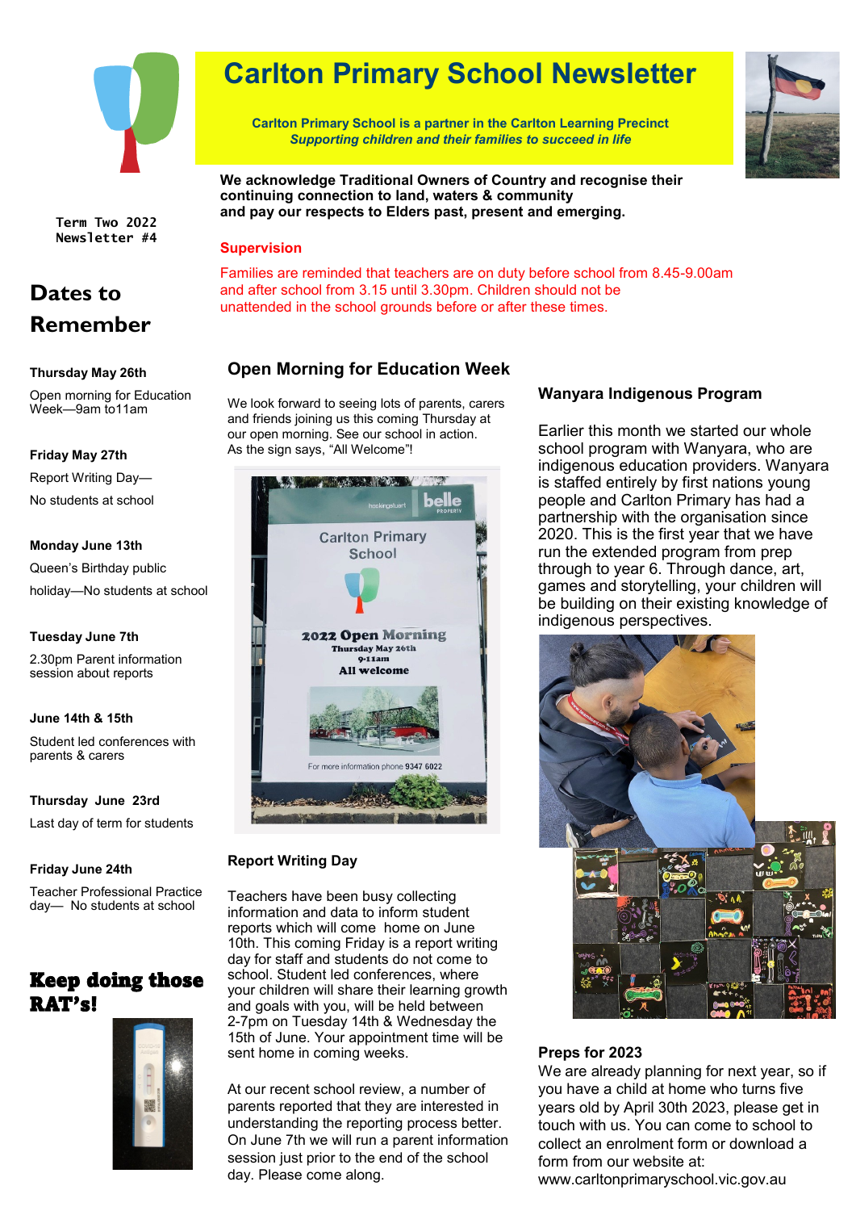# Carlton Primary School Newsletter

**Carlton Primary School is a partner in the Carlton Learning Precinct**
***Supporting children and their families to succeed in life***

**We acknowledge Traditional Owners of Country and recognise their continuing connection to land, waters & community and pay our respects to Elders past, present and emerging.**

Term Two 2022
Newsletter #4

## Dates to Remember

**Thursday May 26th**
Open morning for Education Week—9am to11am

**Friday May 27th**
Report Writing Day—
No students at school

**Monday June 13th**
Queen's Birthday public holiday—No students at school

**Tuesday June 7th**
2.30pm Parent information session about reports

**June 14th & 15th**
Student led conferences with parents & carers

**Thursday June 23rd**
Last day of term for students

**Friday June 24th**
Teacher Professional Practice day— No students at school

## Keep doing those RAT's!

### Supervision

Families are reminded that teachers are on duty before school from 8.45-9.00am and after school from 3.15 until 3.30pm. Children should not be unattended in the school grounds before or after these times.

### Open Morning for Education Week

We look forward to seeing lots of parents, carers and friends joining us this coming Thursday at our open morning. See our school in action. As the sign says, "All Welcome"!

### Report Writing Day

Teachers have been busy collecting information and data to inform student reports which will come home on June 10th. This coming Friday is a report writing day for staff and students do not come to school. Student led conferences, where your children will share their learning growth and goals with you, will be held between 2-7pm on Tuesday 14th & Wednesday the 15th of June. Your appointment time will be sent home in coming weeks.

At our recent school review, a number of parents reported that they are interested in understanding the reporting process better. On June 7th we will run a parent information session just prior to the end of the school day. Please come along.

### Wanyara Indigenous Program

Earlier this month we started our whole school program with Wanyara, who are indigenous education providers. Wanyara is staffed entirely by first nations young people and Carlton Primary has had a partnership with the organisation since 2020. This is the first year that we have run the extended program from prep through to year 6. Through dance, art, games and storytelling, your children will be building on their existing knowledge of indigenous perspectives.

### Preps for 2023

We are already planning for next year, so if you have a child at home who turns five years old by April 30th 2023, please get in touch with us. You can come to school to collect an enrolment form or download a form from our website at: www.carltonprimaryschool.vic.gov.au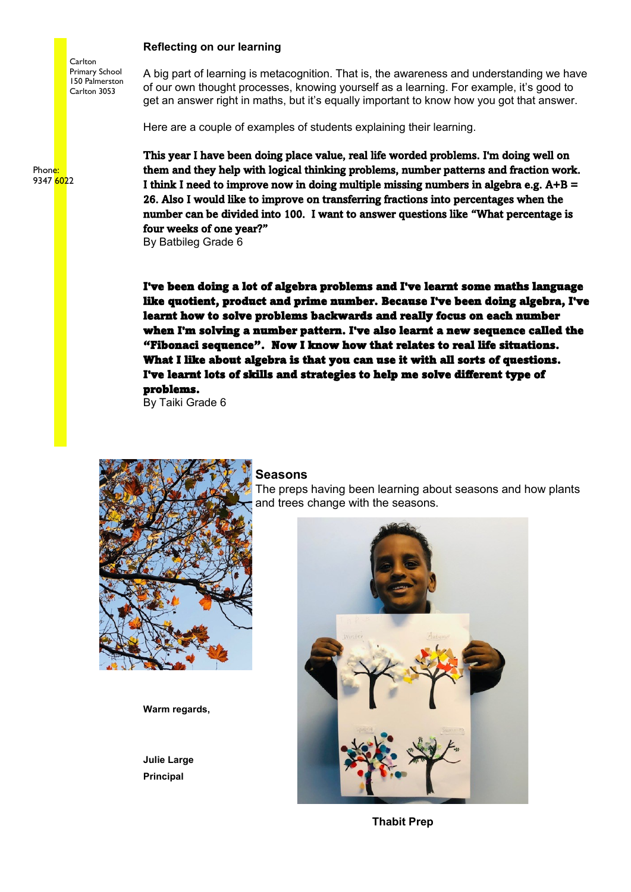Carlton
Primary School
150 Palmerston
Carlton 3053

Phone:
9347 6022

## Reflecting on our learning

A big part of learning is metacognition. That is, the awareness and understanding we have of our own thought processes, knowing yourself as a learning. For example, it's good to get an answer right in maths, but it's equally important to know how you got that answer.

Here are a couple of examples of students explaining their learning.

**This year I have been doing place value, real life worded problems. I'm doing well on them and they help with logical thinking problems, number patterns and fraction work. I think I need to improve now in doing multiple missing numbers in algebra e.g. A+B = 26. Also I would like to improve on transferring fractions into percentages when the number can be divided into 100. I want to answer questions like "What percentage is four weeks of one year?"**
By Batbileg Grade 6

**I've been doing a lot of algebra problems and I've learnt some maths language like quotient, product and prime number. Because I've been doing algebra, I've learnt how to solve problems backwards and really focus on each number when I'm solving a number pattern. I've also learnt a new sequence called the "Fibonaci sequence". Now I know how that relates to real life situations. What I like about algebra is that you can use it with all sorts of questions. I've learnt lots of skills and strategies to help me solve different type of problems.**
By Taiki Grade 6

## Seasons

The preps having been learning about seasons and how plants and trees change with the seasons.

**Thabit Prep**

**Warm regards,**

**Julie Large**
**Principal**